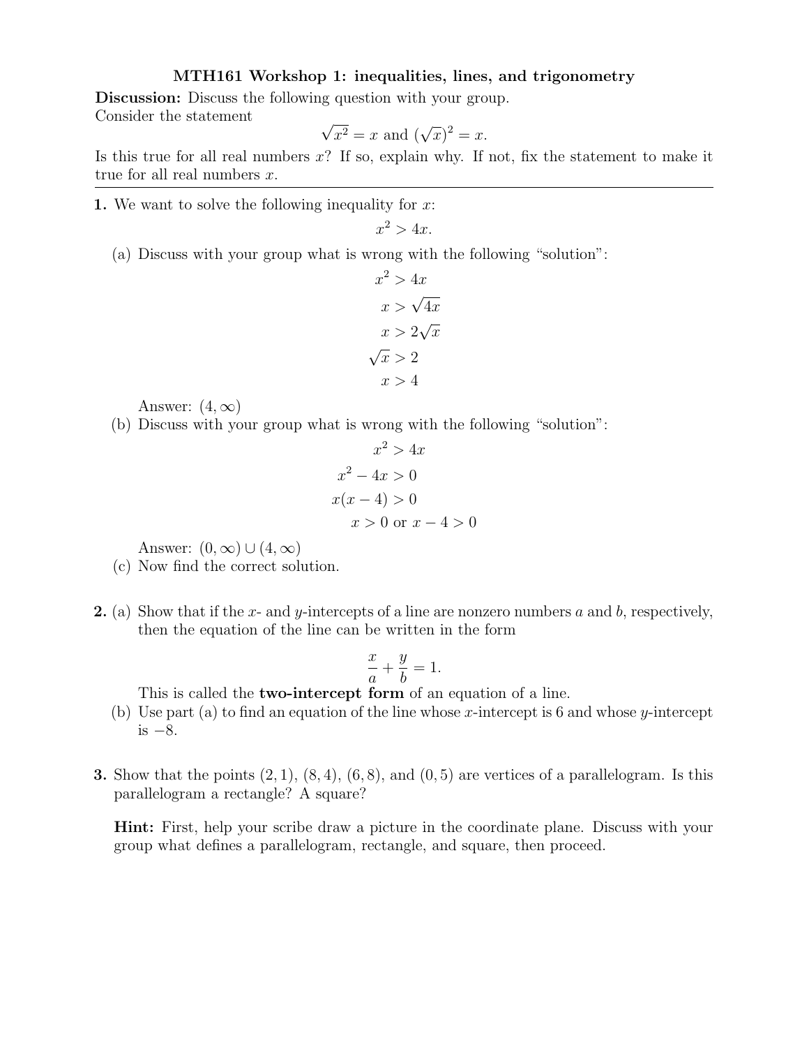# MTH161 Workshop 1: inequalities, lines, and trigonometry

**Discussion:** Discuss the following question with your group.

Consider the statement

$$\sqrt{x^2} = x \text{ and } (\sqrt{x})^2 = x.$$

Is this true for all real numbers $x$? If so, explain why. If not, fix the statement to make it true for all real numbers $x$.

---

**1.** We want to solve the following inequality for $x$:

$$x^2 > 4x.$$

(a) Discuss with your group what is wrong with the following "solution":

$$\begin{aligned} x^2 &> 4x \\ x &> \sqrt{4x} \\ x &> 2\sqrt{x} \\ \sqrt{x} &> 2 \\ x &> 4 \end{aligned}$$

Answer: $(4, \infty)$

(b) Discuss with your group what is wrong with the following "solution":

$$\begin{aligned} x^2 &> 4x \\ x^2 - 4x &> 0 \\ x(x-4) &> 0 \\ x > 0 &\text{ or } x - 4 > 0 \end{aligned}$$

Answer: $(0, \infty) \cup (4, \infty)$

(c) Now find the correct solution.

**2.** (a) Show that if the $x$- and $y$-intercepts of a line are nonzero numbers $a$ and $b$, respectively, then the equation of the line can be written in the form

$$\frac{x}{a} + \frac{y}{b} = 1.$$

This is called the **two-intercept form** of an equation of a line.

(b) Use part (a) to find an equation of the line whose $x$-intercept is 6 and whose $y$-intercept is $-8$.

**3.** Show that the points $(2, 1)$, $(8, 4)$, $(6, 8)$, and $(0, 5)$ are vertices of a parallelogram. Is this parallelogram a rectangle? A square?

**Hint:** First, help your scribe draw a picture in the coordinate plane. Discuss with your group what defines a parallelogram, rectangle, and square, then proceed.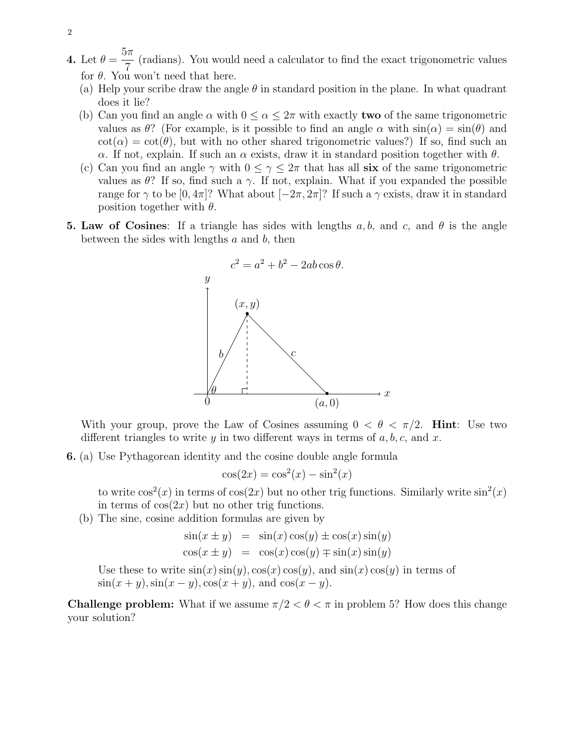**4.** Let $\theta = \dfrac{5\pi}{7}$ (radians). You would need a calculator to find the exact trigonometric values for $\theta$. You won't need that here.

(a) Help your scribe draw the angle $\theta$ in standard position in the plane. In what quadrant does it lie?

(b) Can you find an angle $\alpha$ with $0 \leq \alpha \leq 2\pi$ with exactly **two** of the same trigonometric values as $\theta$? (For example, is it possible to find an angle $\alpha$ with $\sin(\alpha) = \sin(\theta)$ and $\cot(\alpha) = \cot(\theta)$, but with no other shared trigonometric values?) If so, find such an $\alpha$. If not, explain. If such an $\alpha$ exists, draw it in standard position together with $\theta$.

(c) Can you find an angle $\gamma$ with $0 \leq \gamma \leq 2\pi$ that has all **six** of the same trigonometric values as $\theta$? If so, find such a $\gamma$. If not, explain. What if you expanded the possible range for $\gamma$ to be $[0, 4\pi]$? What about $[-2\pi, 2\pi]$? If such a $\gamma$ exists, draw it in standard position together with $\theta$.

**5. Law of Cosines**: If a triangle has sides with lengths $a, b$, and $c$, and $\theta$ is the angle between the sides with lengths $a$ and $b$, then

$$c^2 = a^2 + b^2 - 2ab\cos\theta.$$

$y$

$(x, y)$

$b$

$c$

$\theta$

$0$

$(a, 0)$

$x$

With your group, prove the Law of Cosines assuming $0 < \theta < \pi/2$. **Hint**: Use two different triangles to write $y$ in two different ways in terms of $a, b, c$, and $x$.

**6.** (a) Use Pythagorean identity and the cosine double angle formula

$$\cos(2x) = \cos^2(x) - \sin^2(x)$$

to write $\cos^2(x)$ in terms of $\cos(2x)$ but no other trig functions. Similarly write $\sin^2(x)$ in terms of $\cos(2x)$ but no other trig functions.

(b) The sine, cosine addition formulas are given by

$$\begin{aligned} \sin(x \pm y) &= \sin(x)\cos(y) \pm \cos(x)\sin(y) \\ \cos(x \pm y) &= \cos(x)\cos(y) \mp \sin(x)\sin(y) \end{aligned}$$

Use these to write $\sin(x)\sin(y), \cos(x)\cos(y)$, and $\sin(x)\cos(y)$ in terms of $\sin(x+y), \sin(x-y), \cos(x+y)$, and $\cos(x-y)$.

**Challenge problem:** What if we assume $\pi/2 < \theta < \pi$ in problem 5? How does this change your solution?